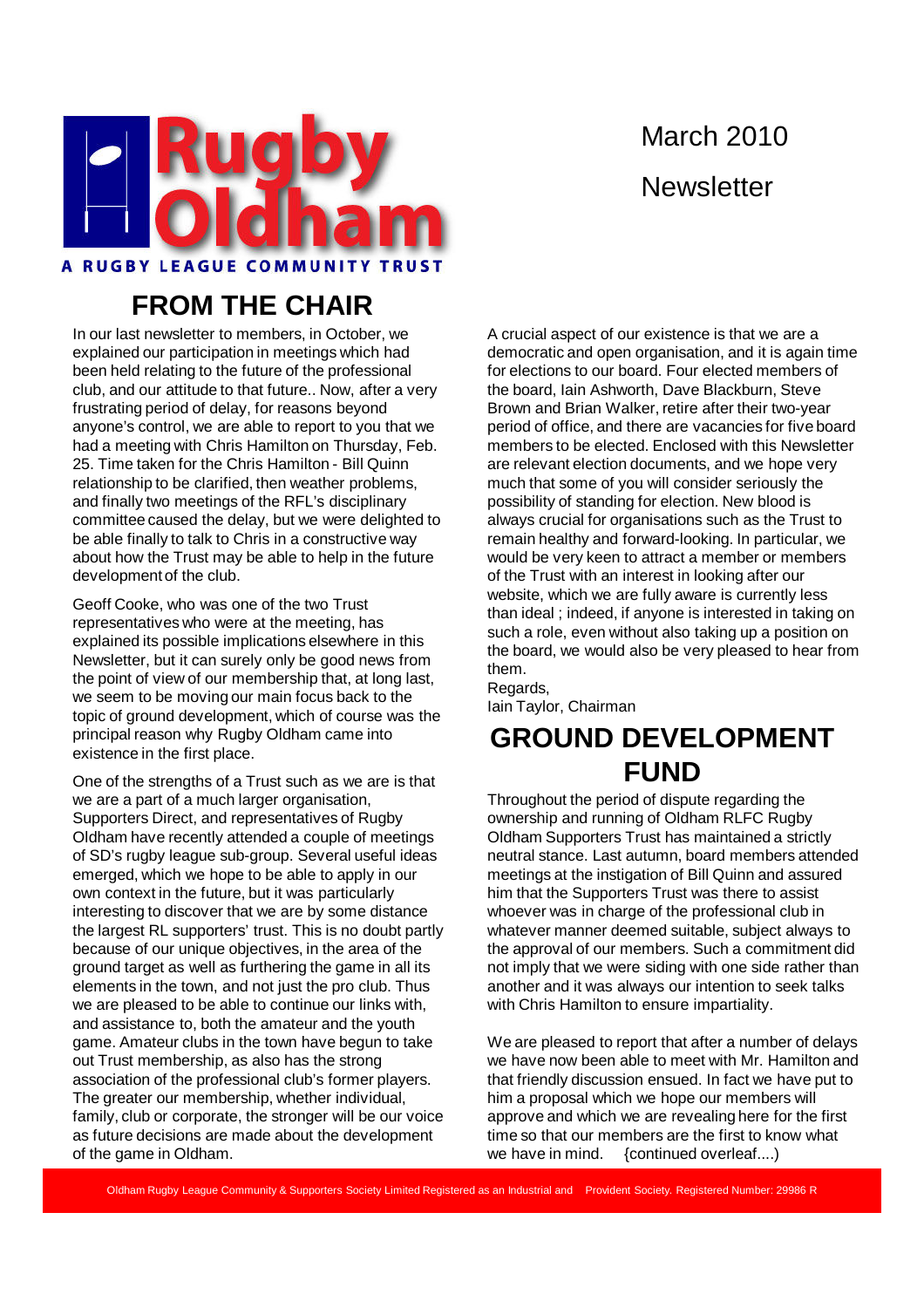# Rugby Oldham

**A RUGBY LEAGUE COMMUNITY TRUST**

March 2010

Newsletter

## FROM THE CHAIR

In our last newsletter to members, in October, we explained our participation in meetings which had been held relating to the future of the professional club, and our attitude to that future.. Now, after a very frustrating period of delay, for reasons beyond anyone's control, we are able to report to you that we had a meeting with Chris Hamilton on Thursday, Feb. 25. Time taken for the Chris Hamilton - Bill Quinn relationship to be clarified, then weather problems, and finally two meetings of the RFL's disciplinary committee caused the delay, but we were delighted to be able finally to talk to Chris in a constructive way about how the Trust may be able to help in the future development of the club.

Geoff Cooke, who was one of the two Trust representatives who were at the meeting, has explained its possible implications elsewhere in this Newsletter, but it can surely only be good news from the point of view of our membership that, at long last, we seem to be moving our main focus back to the topic of ground development, which of course was the principal reason why Rugby Oldham came into existence in the first place.

One of the strengths of a Trust such as we are is that we are a part of a much larger organisation, Supporters Direct, and representatives of Rugby Oldham have recently attended a couple of meetings of SD's rugby league sub-group. Several useful ideas emerged, which we hope to be able to apply in our own context in the future, but it was particularly interesting to discover that we are by some distance the largest RL supporters' trust. This is no doubt partly because of our unique objectives, in the area of the ground target as well as furthering the game in all its elements in the town, and not just the pro club. Thus we are pleased to be able to continue our links with, and assistance to, both the amateur and the youth game. Amateur clubs in the town have begun to take out Trust membership, as also has the strong association of the professional club's former players. The greater our membership, whether individual, family, club or corporate, the stronger will be our voice as future decisions are made about the development of the game in Oldham.

A crucial aspect of our existence is that we are a democratic and open organisation, and it is again time for elections to our board. Four elected members of the board, Iain Ashworth, Dave Blackburn, Steve Brown and Brian Walker, retire after their two-year period of office, and there are vacancies for five board members to be elected. Enclosed with this Newsletter are relevant election documents, and we hope very much that some of you will consider seriously the possibility of standing for election. New blood is always crucial for organisations such as the Trust to remain healthy and forward-looking. In particular, we would be very keen to attract a member or members of the Trust with an interest in looking after our website, which we are fully aware is currently less than ideal ; indeed, if anyone is interested in taking on such a role, even without also taking up a position on the board, we would also be very pleased to hear from them.

Regards,
Iain Taylor, Chairman

## GROUND DEVELOPMENT FUND

Throughout the period of dispute regarding the ownership and running of Oldham RLFC Rugby Oldham Supporters Trust has maintained a strictly neutral stance. Last autumn, board members attended meetings at the instigation of Bill Quinn and assured him that the Supporters Trust was there to assist whoever was in charge of the professional club in whatever manner deemed suitable, subject always to the approval of our members. Such a commitment did not imply that we were siding with one side rather than another and it was always our intention to seek talks with Chris Hamilton to ensure impartiality.

We are pleased to report that after a number of delays we have now been able to meet with Mr. Hamilton and that friendly discussion ensued. In fact we have put to him a proposal which we hope our members will approve and which we are revealing here for the first time so that our members are the first to know what we have in mind. {continued overleaf....}

Oldham Rugby League Community & Supporters Society Limited Registered as an Industrial and Provident Society. Registered Number: 29986 R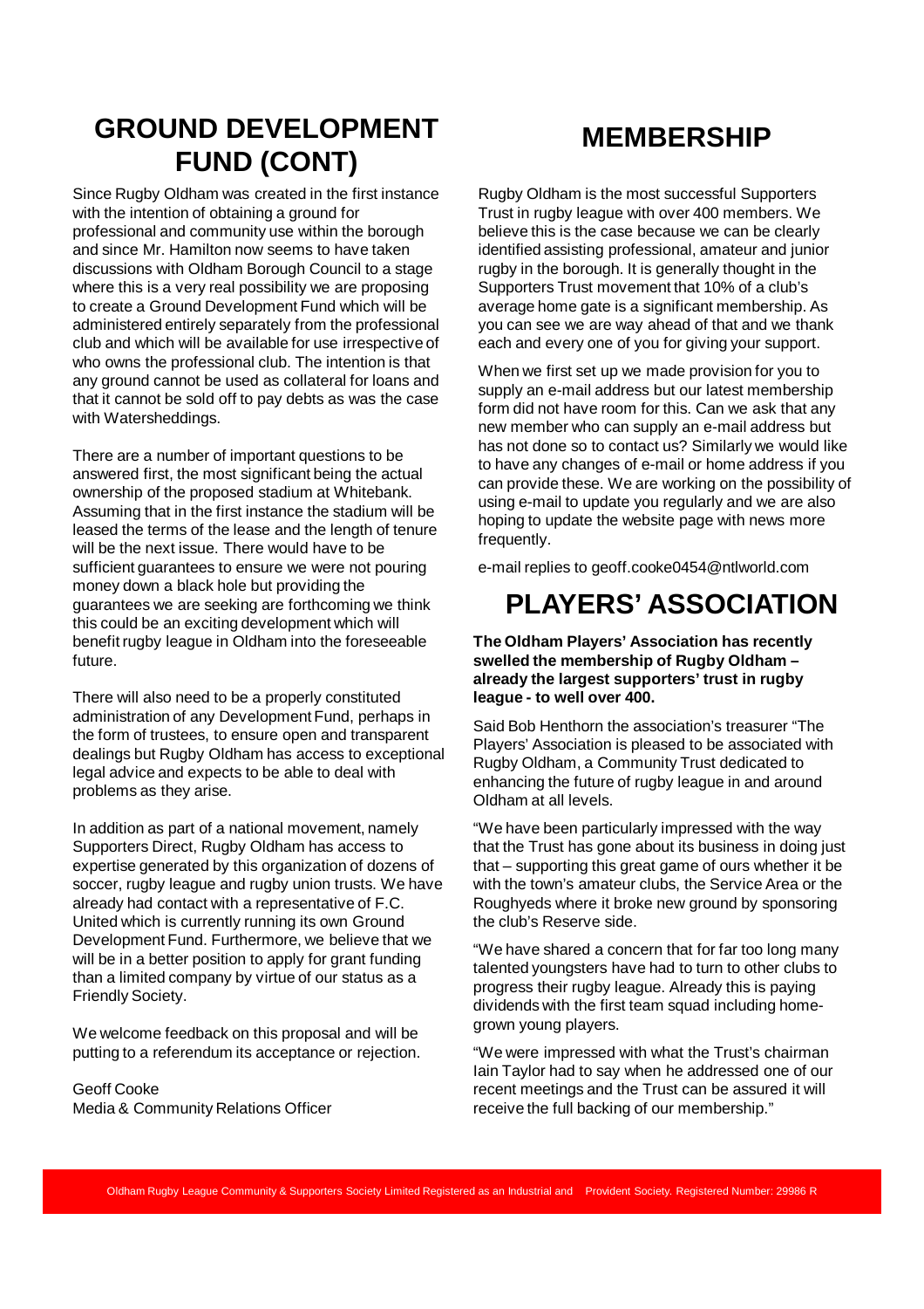## GROUND DEVELOPMENT FUND (CONT)

Since Rugby Oldham was created in the first instance with the intention of obtaining a ground for professional and community use within the borough and since Mr. Hamilton now seems to have taken discussions with Oldham Borough Council to a stage where this is a very real possibility we are proposing to create a Ground Development Fund which will be administered entirely separately from the professional club and which will be available for use irrespective of who owns the professional club. The intention is that any ground cannot be used as collateral for loans and that it cannot be sold off to pay debts as was the case with Watersheddings.

There are a number of important questions to be answered first, the most significant being the actual ownership of the proposed stadium at Whitebank. Assuming that in the first instance the stadium will be leased the terms of the lease and the length of tenure will be the next issue. There would have to be sufficient guarantees to ensure we were not pouring money down a black hole but providing the guarantees we are seeking are forthcoming we think this could be an exciting development which will benefit rugby league in Oldham into the foreseeable future.

There will also need to be a properly constituted administration of any Development Fund, perhaps in the form of trustees, to ensure open and transparent dealings but Rugby Oldham has access to exceptional legal advice and expects to be able to deal with problems as they arise.

In addition as part of a national movement, namely Supporters Direct, Rugby Oldham has access to expertise generated by this organization of dozens of soccer, rugby league and rugby union trusts. We have already had contact with a representative of F.C. United which is currently running its own Ground Development Fund. Furthermore, we believe that we will be in a better position to apply for grant funding than a limited company by virtue of our status as a Friendly Society.

We welcome feedback on this proposal and will be putting to a referendum its acceptance or rejection.

Geoff Cooke
Media & Community Relations Officer

## MEMBERSHIP

Rugby Oldham is the most successful Supporters Trust in rugby league with over 400 members. We believe this is the case because we can be clearly identified assisting professional, amateur and junior rugby in the borough. It is generally thought in the Supporters Trust movement that 10% of a club's average home gate is a significant membership. As you can see we are way ahead of that and we thank each and every one of you for giving your support.

When we first set up we made provision for you to supply an e-mail address but our latest membership form did not have room for this. Can we ask that any new member who can supply an e-mail address but has not done so to contact us? Similarly we would like to have any changes of e-mail or home address if you can provide these. We are working on the possibility of using e-mail to update you regularly and we are also hoping to update the website page with news more frequently.

e-mail replies to geoff.cooke0454@ntlworld.com

## PLAYERS' ASSOCIATION

**The Oldham Players' Association has recently swelled the membership of Rugby Oldham – already the largest supporters' trust in rugby league - to well over 400.**

Said Bob Henthorn the association's treasurer "The Players' Association is pleased to be associated with Rugby Oldham, a Community Trust dedicated to enhancing the future of rugby league in and around Oldham at all levels.

"We have been particularly impressed with the way that the Trust has gone about its business in doing just that – supporting this great game of ours whether it be with the town's amateur clubs, the Service Area or the Roughyeds where it broke new ground by sponsoring the club's Reserve side.

"We have shared a concern that for far too long many talented youngsters have had to turn to other clubs to progress their rugby league. Already this is paying dividends with the first team squad including home-grown young players.

"We were impressed with what the Trust's chairman Iain Taylor had to say when he addressed one of our recent meetings and the Trust can be assured it will receive the full backing of our membership."

Oldham Rugby League Community & Supporters Society Limited Registered as an Industrial and Provident Society. Registered Number: 29986 R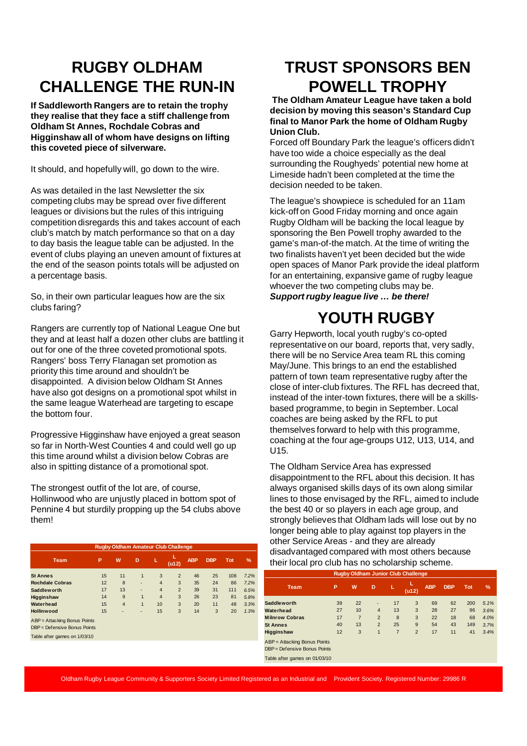# RUGBY OLDHAM CHALLENGE THE RUN-IN

**If Saddleworth Rangers are to retain the trophy they realise that they face a stiff challenge from Oldham St Annes, Rochdale Cobras and Higginshaw all of whom have designs on lifting this coveted piece of silverware.**

It should, and hopefully will, go down to the wire.

As was detailed in the last Newsletter the six competing clubs may be spread over five different leagues or divisions but the rules of this intriguing competition disregards this and takes account of each club's match by match performance so that on a day to day basis the league table can be adjusted. In the event of clubs playing an uneven amount of fixtures at the end of the season points totals will be adjusted on a percentage basis.

So, in their own particular leagues how are the six clubs faring?

Rangers are currently top of National League One but they and at least half a dozen other clubs are battling it out for one of the three coveted promotional spots. Rangers' boss Terry Flanagan set promotion as priority this time around and shouldn't be disappointed. A division below Oldham St Annes have also got designs on a promotional spot whilst in the same league Waterhead are targeting to escape the bottom four.

Progressive Higginshaw have enjoyed a great season so far in North-West Counties 4 and could well go up this time around whilst a division below Cobras are also in spitting distance of a promotional spot.

The strongest outfit of the lot are, of course, Hollinwood who are unjustly placed in bottom spot of Pennine 4 but sturdily propping up the 54 clubs above them!

**Rugby Oldham Amateur Club Challenge**

| Team | P | W | D | L | L (u12) | ABP | DBP | Tot | % |
|---|---|---|---|---|---|---|---|---|---|
| St Annes | 15 | 11 | 1 | 3 | 2 | 46 | 25 | 108 | 7.2% |
| Rochdale Cobras | 12 | 8 | - | 4 | 3 | 35 | 24 | 86 | 7.2% |
| Saddleworth | 17 | 13 | - | 4 | 2 | 39 | 31 | 111 | 6.5% |
| Higginshaw | 14 | 9 | 1 | 4 | 3 | 26 | 23 | 81 | 5.8% |
| Waterhead | 15 | 4 | 1 | 10 | 3 | 20 | 11 | 48 | 3.3% |
| Hollinwood | 15 | - | - | 15 | 3 | 14 | 3 | 20 | 1.3% |

ABP = Attacking Bonus Points
DBP = Defensive Bonus Points
Table after games on 1/03/10

# TRUST SPONSORS BEN POWELL TROPHY

**The Oldham Amateur League have taken a bold decision by moving this season's Standard Cup final to Manor Park the home of Oldham Rugby Union Club.**

Forced off Boundary Park the league's officers didn't have too wide a choice especially as the deal surrounding the Roughyeds' potential new home at Limeside hadn't been completed at the time the decision needed to be taken.

The league's showpiece is scheduled for an 11am kick-off on Good Friday morning and once again Rugby Oldham will be backing the local league by sponsoring the Ben Powell trophy awarded to the game's man-of-the match. At the time of writing the two finalists haven't yet been decided but the wide open spaces of Manor Park provide the ideal platform for an entertaining, expansive game of rugby league whoever the two competing clubs may be.
***Support rugby league live … be there!***

# YOUTH RUGBY

Garry Hepworth, local youth rugby's co-opted representative on our board, reports that, very sadly, there will be no Service Area team RL this coming May/June. This brings to an end the established pattern of town team representative rugby after the close of inter-club fixtures. The RFL has decreed that, instead of the inter-town fixtures, there will be a skills-based programme, to begin in September. Local coaches are being asked by the RFL to put themselves forward to help with this programme, coaching at the four age-groups U12, U13, U14, and U15.

The Oldham Service Area has expressed disappointment to the RFL about this decision. It has always organised skills days of its own along similar lines to those envisaged by the RFL, aimed to include the best 40 or so players in each age group, and strongly believes that Oldham lads will lose out by no longer being able to play against top players in the other Service Areas - and they are already disadvantaged compared with most others because their local pro club has no scholarship scheme.

**Rugby Oldham Junior Club Challenge**

| Team | P | W | D | L | L (u12) | ABP | DBP | Tot | % |
|---|---|---|---|---|---|---|---|---|---|
| Saddleworth | 39 | 22 | - | 17 | 3 | 69 | 62 | 200 | 5.1% |
| Waterhead | 27 | 10 | 4 | 13 | 3 | 28 | 27 | 96 | 3.6% |
| Milnrow Cobras | 17 | 7 | 2 | 8 | 3 | 22 | 18 | 68 | 4.0% |
| St Annes | 40 | 13 | 2 | 25 | 9 | 54 | 43 | 149 | 3.7% |
| Higginshaw | 12 | 3 | 1 | 7 | 2 | 17 | 11 | 41 | 3.4% |

ABP = Attacking Bonus Points
DBP = Defensive Bonus Points
Table after games on 01/03/10

Oldham Rugby League Community & Supporters Society Limited Registered as an Industrial and Provident Society. Registered Number: 29986 R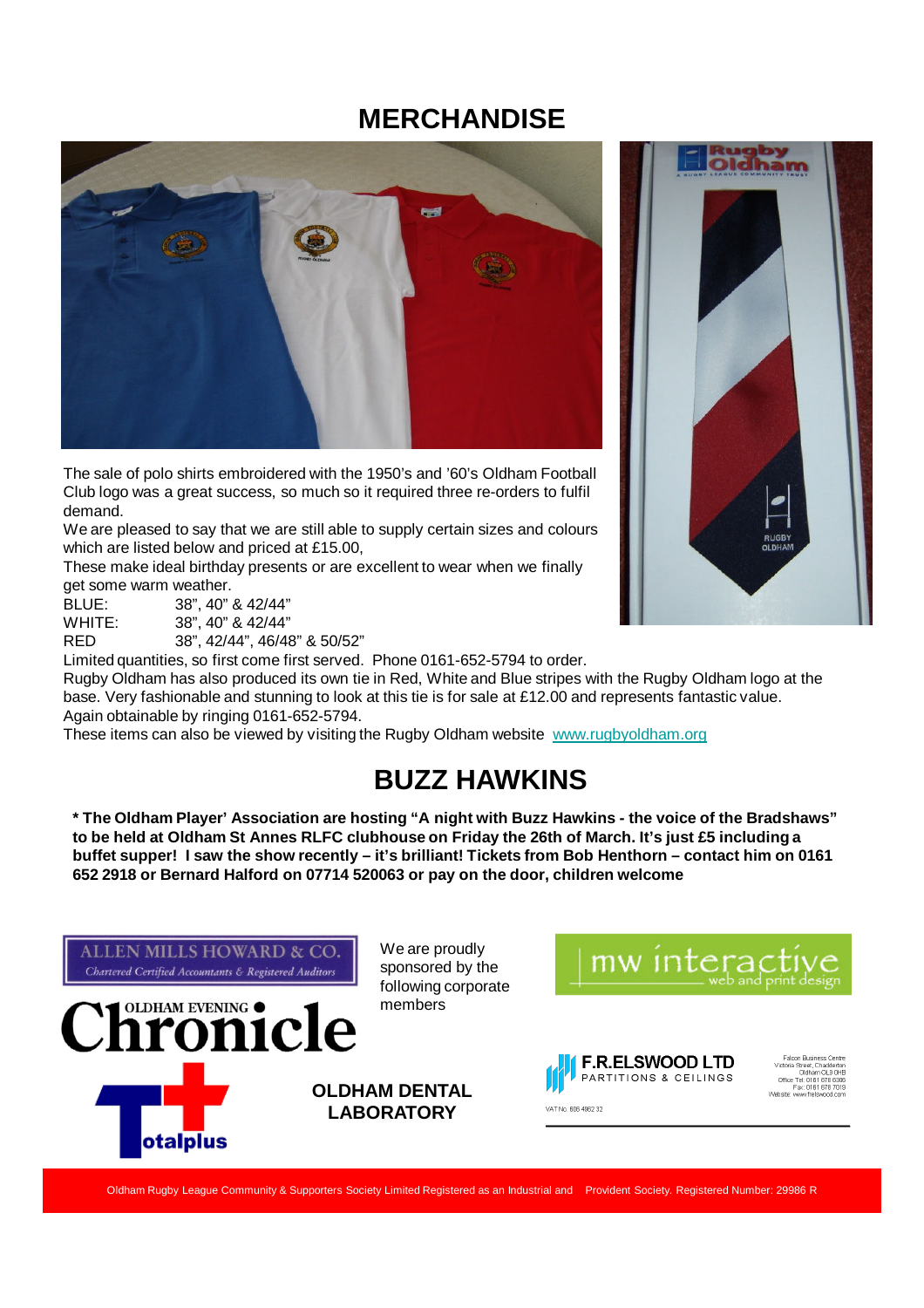## MERCHANDISE

The sale of polo shirts embroidered with the 1950's and '60's Oldham Football Club logo was a great success, so much so it required three re-orders to fulfil demand.

We are pleased to say that we are still able to supply certain sizes and colours which are listed below and priced at £15.00,

These make ideal birthday presents or are excellent to wear when we finally get some warm weather.

| | |
|---|---|
| BLUE: | 38", 40" & 42/44" |
| WHITE: | 38", 40" & 42/44" |
| RED | 38", 42/44", 46/48" & 50/52" |

Limited quantities, so first come first served. Phone 0161-652-5794 to order.

Rugby Oldham has also produced its own tie in Red, White and Blue stripes with the Rugby Oldham logo at the base. Very fashionable and stunning to look at this tie is for sale at £12.00 and represents fantastic value.

Again obtainable by ringing 0161-652-5794.

These items can also be viewed by visiting the Rugby Oldham website [www.rugbyoldham.org](http://www.rugbyoldham.org)

## BUZZ HAWKINS

**\* The Oldham Player' Association are hosting "A night with Buzz Hawkins - the voice of the Bradshaws" to be held at Oldham St Annes RLFC clubhouse on Friday the 26th of March. It's just £5 including a buffet supper! I saw the show recently – it's brilliant! Tickets from Bob Henthorn – contact him on 0161 652 2918 or Bernard Halford on 07714 520063 or pay on the door, children welcome**

ALLEN MILLS HOWARD & CO.
Chartered Certified Accountants & Registered Auditors

OLDHAM EVENING Chronicle

Totalplus

We are proudly sponsored by the following corporate members

mw interactive web and print design

F.R.ELSWOOD LTD PARTITIONS & CEILINGS

Falcon Business Centre
Victoria Street, Chadderton
Oldham OL9 0HB
Office Tel: 0161 678 0366
Fax: 0161 678 7019
Website: www.frelswood.com

VAT No: 606 4962 32

**OLDHAM DENTAL LABORATORY**

Oldham Rugby League Community & Supporters Society Limited Registered as an Industrial and Provident Society. Registered Number: 29986 R